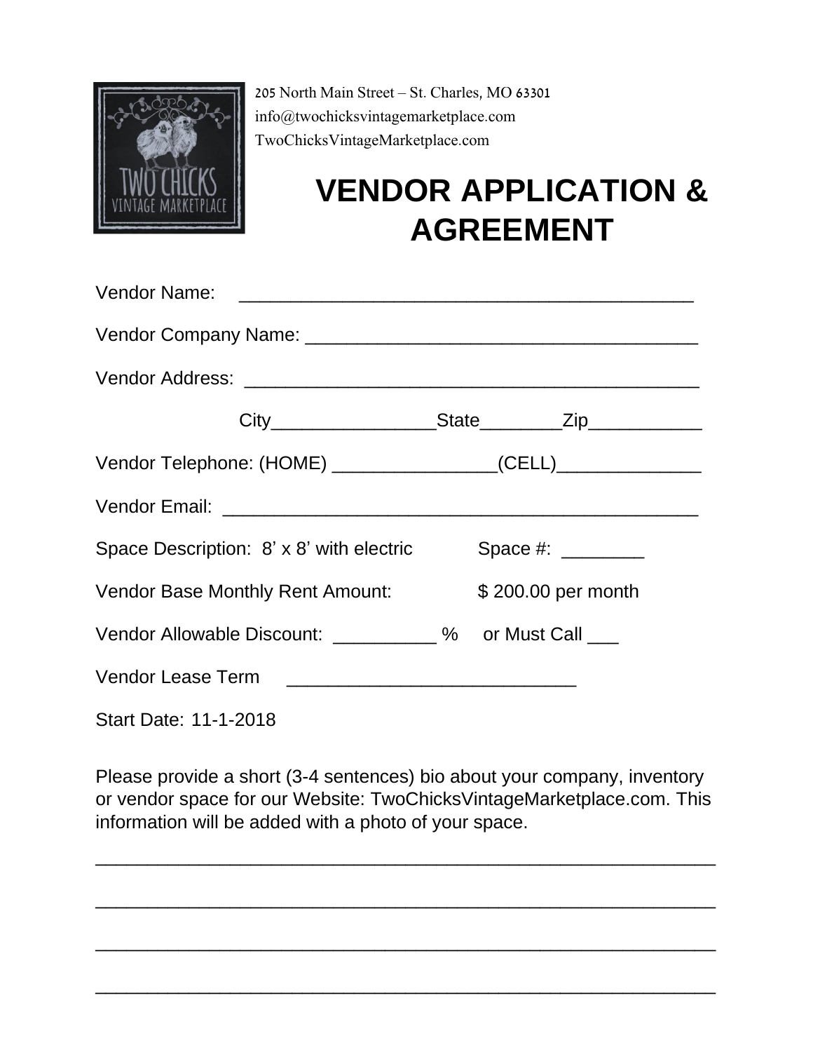205 North Main Street – St. Charles, MO 63301
info@twochicksvintagemarketplace.com
TwoChicksVintageMarketplace.com

# VENDOR APPLICATION & AGREEMENT

Vendor Name: ____________________________________________

Vendor Company Name: ______________________________________

Vendor Address: ___________________________________________

City________________State________Zip___________

Vendor Telephone: (HOME) ________________(CELL)______________

Vendor Email: _____________________________________________

Space Description: 8' x 8' with electric Space #: ________

Vendor Base Monthly Rent Amount: $ 200.00 per month

Vendor Allowable Discount: __________ % or Must Call ___

Vendor Lease Term ___________________________

Start Date: 11-1-2018

Please provide a short (3-4 sentences) bio about your company, inventory or vendor space for our Website: TwoChicksVintageMarketplace.com. This information will be added with a photo of your space.

_____________________________________________________________

_____________________________________________________________

_____________________________________________________________

_____________________________________________________________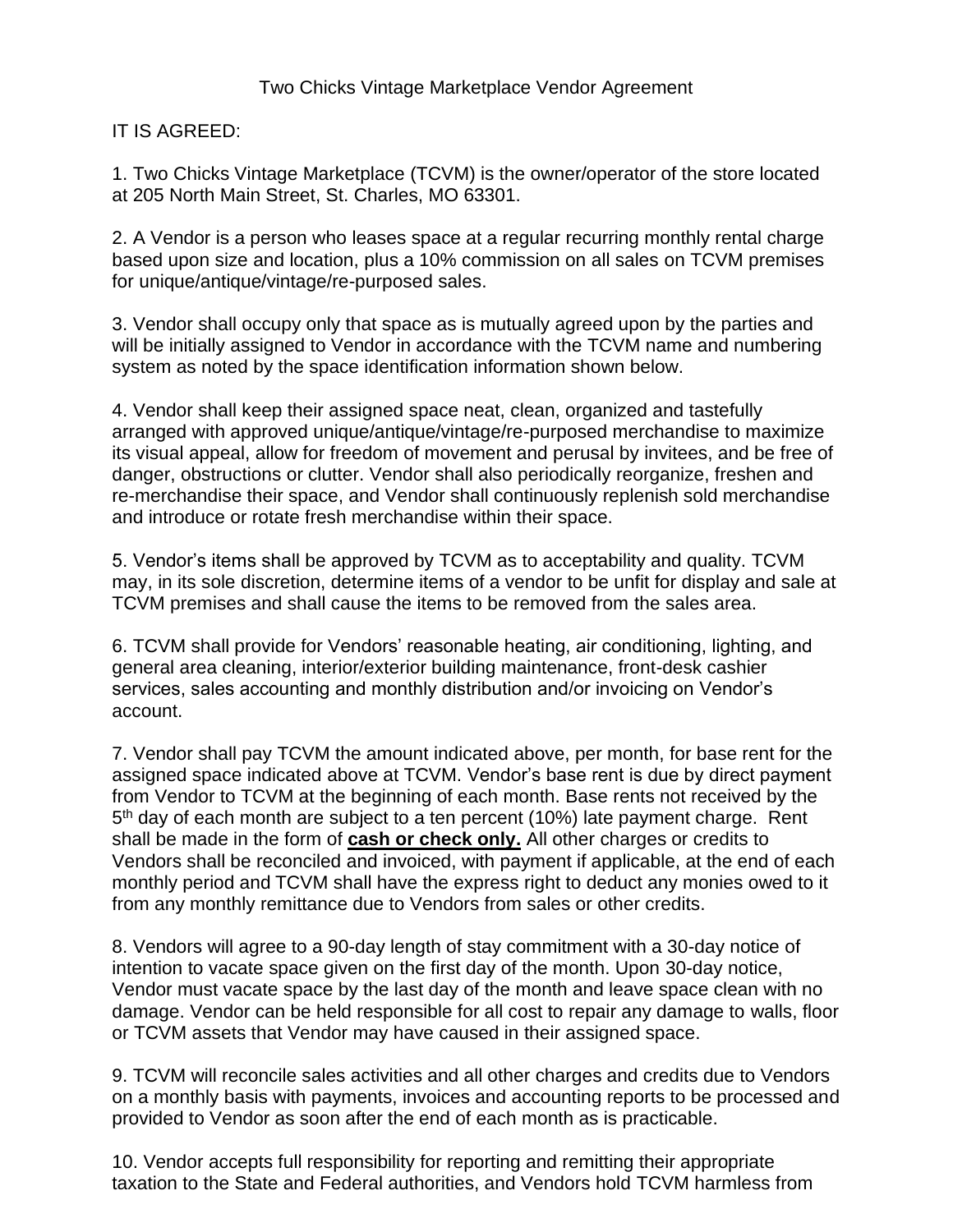Two Chicks Vintage Marketplace Vendor Agreement

IT IS AGREED:

1. Two Chicks Vintage Marketplace (TCVM) is the owner/operator of the store located at 205 North Main Street, St. Charles, MO 63301.

2. A Vendor is a person who leases space at a regular recurring monthly rental charge based upon size and location, plus a 10% commission on all sales on TCVM premises for unique/antique/vintage/re-purposed sales.

3. Vendor shall occupy only that space as is mutually agreed upon by the parties and will be initially assigned to Vendor in accordance with the TCVM name and numbering system as noted by the space identification information shown below.

4. Vendor shall keep their assigned space neat, clean, organized and tastefully arranged with approved unique/antique/vintage/re-purposed merchandise to maximize its visual appeal, allow for freedom of movement and perusal by invitees, and be free of danger, obstructions or clutter. Vendor shall also periodically reorganize, freshen and re-merchandise their space, and Vendor shall continuously replenish sold merchandise and introduce or rotate fresh merchandise within their space.

5. Vendor's items shall be approved by TCVM as to acceptability and quality. TCVM may, in its sole discretion, determine items of a vendor to be unfit for display and sale at TCVM premises and shall cause the items to be removed from the sales area.

6. TCVM shall provide for Vendors' reasonable heating, air conditioning, lighting, and general area cleaning, interior/exterior building maintenance, front-desk cashier services, sales accounting and monthly distribution and/or invoicing on Vendor's account.

7. Vendor shall pay TCVM the amount indicated above, per month, for base rent for the assigned space indicated above at TCVM. Vendor's base rent is due by direct payment from Vendor to TCVM at the beginning of each month. Base rents not received by the 5th day of each month are subject to a ten percent (10%) late payment charge. Rent shall be made in the form of **cash or check only.** All other charges or credits to Vendors shall be reconciled and invoiced, with payment if applicable, at the end of each monthly period and TCVM shall have the express right to deduct any monies owed to it from any monthly remittance due to Vendors from sales or other credits.

8. Vendors will agree to a 90-day length of stay commitment with a 30-day notice of intention to vacate space given on the first day of the month. Upon 30-day notice, Vendor must vacate space by the last day of the month and leave space clean with no damage. Vendor can be held responsible for all cost to repair any damage to walls, floor or TCVM assets that Vendor may have caused in their assigned space.

9. TCVM will reconcile sales activities and all other charges and credits due to Vendors on a monthly basis with payments, invoices and accounting reports to be processed and provided to Vendor as soon after the end of each month as is practicable.

10. Vendor accepts full responsibility for reporting and remitting their appropriate taxation to the State and Federal authorities, and Vendors hold TCVM harmless from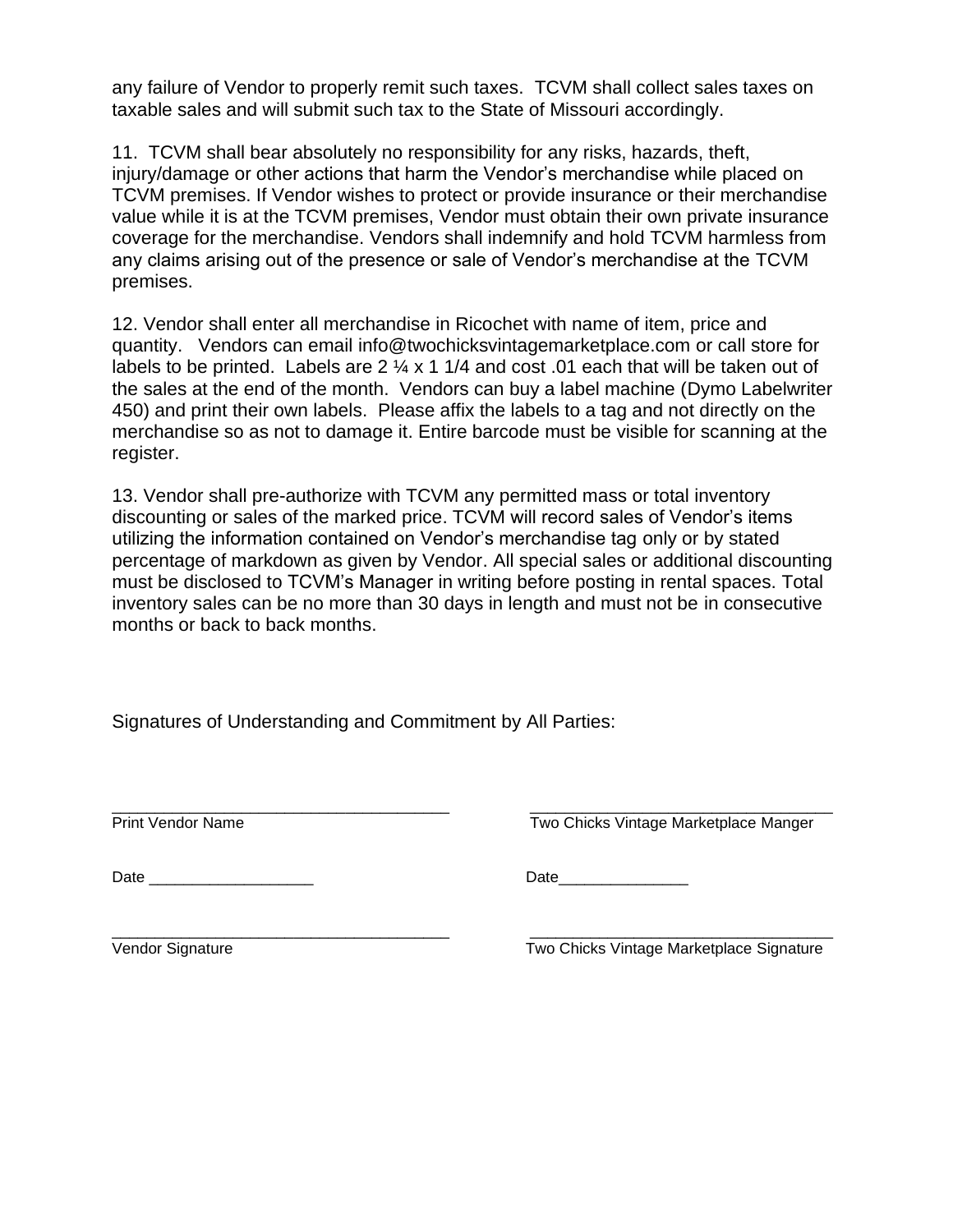any failure of Vendor to properly remit such taxes. TCVM shall collect sales taxes on taxable sales and will submit such tax to the State of Missouri accordingly.

11. TCVM shall bear absolutely no responsibility for any risks, hazards, theft, injury/damage or other actions that harm the Vendor's merchandise while placed on TCVM premises. If Vendor wishes to protect or provide insurance or their merchandise value while it is at the TCVM premises, Vendor must obtain their own private insurance coverage for the merchandise. Vendors shall indemnify and hold TCVM harmless from any claims arising out of the presence or sale of Vendor's merchandise at the TCVM premises.

12. Vendor shall enter all merchandise in Ricochet with name of item, price and quantity. Vendors can email info@twochicksvintagemarketplace.com or call store for labels to be printed. Labels are 2 ¼ x 1 1/4 and cost .01 each that will be taken out of the sales at the end of the month. Vendors can buy a label machine (Dymo Labelwriter 450) and print their own labels. Please affix the labels to a tag and not directly on the merchandise so as not to damage it. Entire barcode must be visible for scanning at the register.

13. Vendor shall pre-authorize with TCVM any permitted mass or total inventory discounting or sales of the marked price. TCVM will record sales of Vendor's items utilizing the information contained on Vendor's merchandise tag only or by stated percentage of markdown as given by Vendor. All special sales or additional discounting must be disclosed to TCVM's Manager in writing before posting in rental spaces. Total inventory sales can be no more than 30 days in length and must not be in consecutive months or back to back months.

Signatures of Understanding and Commitment by All Parties:

| | |
|---|---|
| ______________________________ | ______________________________ |
| Print Vendor Name | Two Chicks Vintage Marketplace Manger |
| Date ___________________ | Date_______________ |
| ______________________________ | ______________________________ |
| Vendor Signature | Two Chicks Vintage Marketplace Signature |